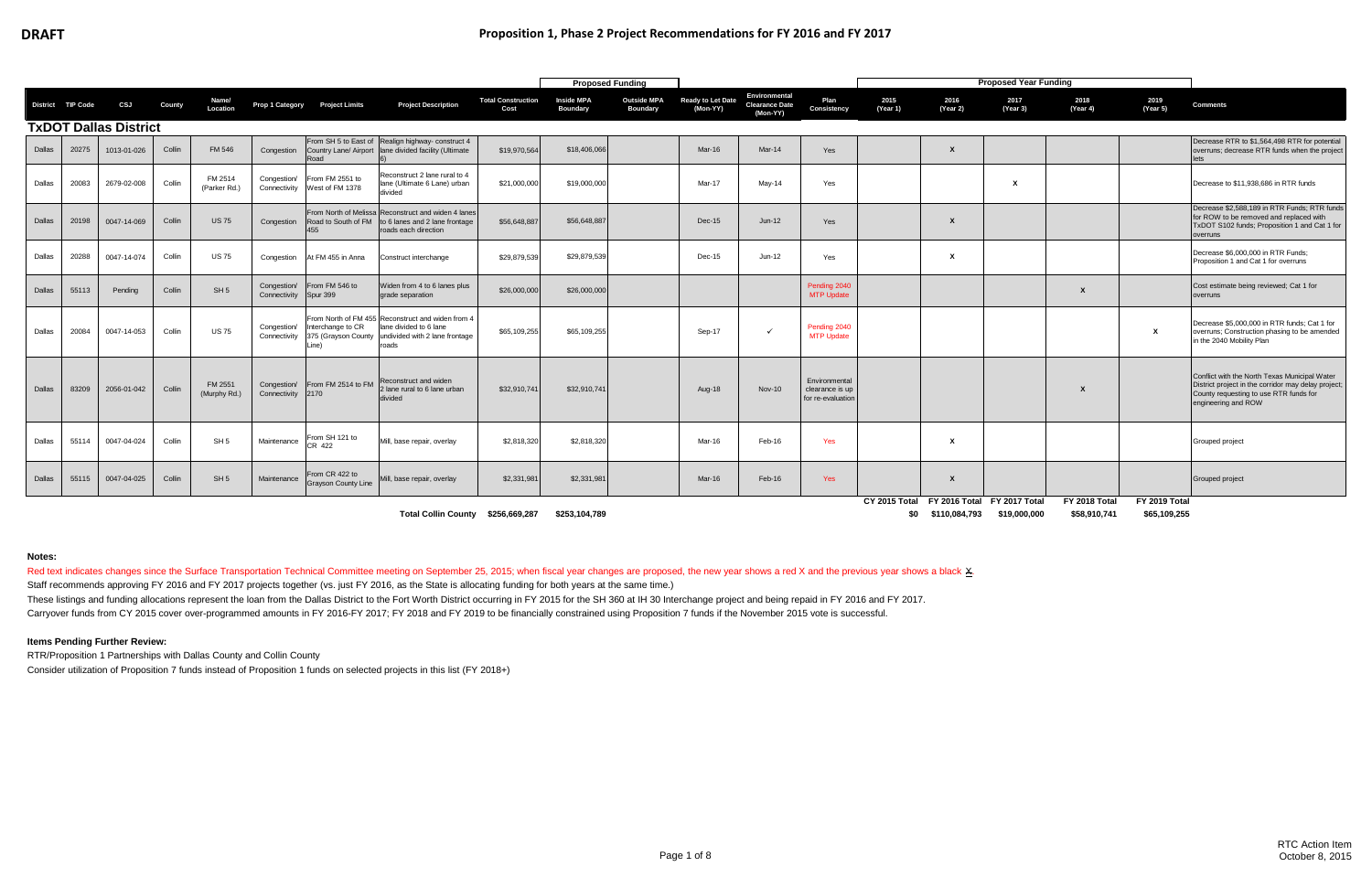**DRAFT**

# Proposition 1, Phase 2 Project Recommendations for FY 2016 and FY 2017

| | | | | | | | | | Proposed Funding | | | | | Proposed Year Funding | | | | | |
|---|---|---|---|---|---|---|---|---|---|---|---|---|---|---|---|---|---|---|---|
| District | TIP Code | CSJ | County | Name/ Location | Prop 1 Category | Project Limits | Project Description | Total Construction Cost | Inside MPA Boundary | Outside MPA Boundary | Ready to Let Date (Mon-YY) | Environmental Clearance Date (Mon-YY) | Plan Consistency | 2015 (Year 1) | 2016 (Year 2) | 2017 (Year 3) | 2018 (Year 4) | 2019 (Year 5) | Comments |
| **TxDOT Dallas District** | | | | | | | | | | | | | | | | | | | |
| Dallas | 20275 | 1013-01-026 | Collin | FM 546 | Congestion | From SH 5 to East of Country Lane/ Airport Road | Realign highway- construct 4 lane divided facility (Ultimate 6) | $19,970,564 | $18,406,066 | | Mar-16 | Mar-14 | Yes | | X | | | | Decrease RTR to $1,564,498 RTR for potential overruns; decrease RTR funds when the project lets |
| Dallas | 20083 | 2679-02-008 | Collin | FM 2514 (Parker Rd.) | Congestion/ Connectivity | From FM 2551 to West of FM 1378 | Reconstruct 2 lane rural to 4 lane (Ultimate 6 Lane) urban divided | $21,000,000 | $19,000,000 | | Mar-17 | May-14 | Yes | | | X | | | Decrease to $11,938,686 in RTR funds |
| Dallas | 20198 | 0047-14-069 | Collin | US 75 | Congestion | From North of Melissa Road to South of FM 455 | Reconstruct and widen 4 lanes to 6 lanes and 2 lane frontage roads each direction | $56,648,887 | $56,648,887 | | Dec-15 | Jun-12 | Yes | | X | | | | Decrease $2,588,189 in RTR Funds; RTR funds for ROW to be removed and replaced with TxDOT S102 funds; Proposition 1 and Cat 1 for overruns |
| Dallas | 20288 | 0047-14-074 | Collin | US 75 | Congestion | At FM 455 in Anna | Construct interchange | $29,879,539 | $29,879,539 | | Dec-15 | Jun-12 | Yes | | X | | | | Decrease $6,000,000 in RTR Funds; Proposition 1 and Cat 1 for overruns |
| Dallas | 55113 | Pending | Collin | SH 5 | Congestion/ Connectivity | From FM 546 to Spur 399 | Widen from 4 to 6 lanes plus grade separation | $26,000,000 | $26,000,000 | | | | Pending 2040 MTP Update | | | | X | | Cost estimate being reviewed; Cat 1 for overruns |
| Dallas | 20084 | 0047-14-053 | Collin | US 75 | Congestion/ Connectivity | From North of FM 455 Interchange to CR 375 (Grayson County Line) | Reconstruct and widen from 4 lane divided to 6 lane undivided with 2 lane frontage roads | $65,109,255 | $65,109,255 | | Sep-17 | ✓ | Pending 2040 MTP Update | | | | | X | Decrease $5,000,000 in RTR funds; Cat 1 for overruns; Construction phasing to be amended in the 2040 Mobility Plan |
| Dallas | 83209 | 2056-01-042 | Collin | FM 2551 (Murphy Rd.) | Congestion/ Connectivity | From FM 2514 to FM 2170 | Reconstruct and widen 2 lane rural to 6 lane urban divided | $32,910,741 | $32,910,741 | | Aug-18 | Nov-10 | Environmental clearance is up for re-evaluation | | | | X | | Conflict with the North Texas Municipal Water District project in the corridor may delay project; County requesting to use RTR funds for engineering and ROW |
| Dallas | 55114 | 0047-04-024 | Collin | SH 5 | Maintenance | From SH 121 to CR 422 | Mill, base repair, overlay | $2,818,320 | $2,818,320 | | Mar-16 | Feb-16 | Yes | | X | | | | Grouped project |
| Dallas | 55115 | 0047-04-025 | Collin | SH 5 | Maintenance | From CR 422 to Grayson County Line | Mill, base repair, overlay | $2,331,981 | $2,331,981 | | Mar-16 | Feb-16 | Yes | | X | | | | Grouped project |
| | | | | | | | **Total Collin County** | **$256,669,287** | **$253,104,789** | | | | | CY 2015 Total $0 | FY 2016 Total $110,084,793 | FY 2017 Total $19,000,000 | FY 2018 Total $58,910,741 | FY 2019 Total $65,109,255 | |

**Notes:**

Red text indicates changes since the Surface Transportation Technical Committee meeting on September 25, 2015; when fiscal year changes are proposed, the new year shows a red X and the previous year shows a black ~~X~~.

Staff recommends approving FY 2016 and FY 2017 projects together (vs. just FY 2016, as the State is allocating funding for both years at the same time.)

These listings and funding allocations represent the loan from the Dallas District to the Fort Worth District occurring in FY 2015 for the SH 360 at IH 30 Interchange project and being repaid in FY 2016 and FY 2017.

Carryover funds from CY 2015 cover over-programmed amounts in FY 2016-FY 2017; FY 2018 and FY 2019 to be financially constrained using Proposition 7 funds if the November 2015 vote is successful.

**Items Pending Further Review:**

RTR/Proposition 1 Partnerships with Dallas County and Collin County

Consider utilization of Proposition 7 funds instead of Proposition 1 funds on selected projects in this list (FY 2018+)

RTC Action Item
October 8, 2015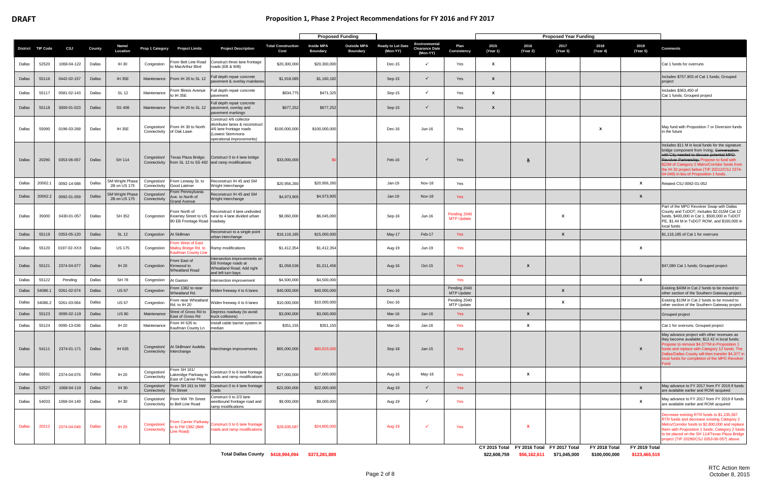**DRAFT**

# Proposition 1, Phase 2 Project Recommendations for FY 2016 and FY 2017

| District | TIP Code | CSJ | County | Name/ Location | Prop 1 Category | Project Limits | Project Description | Total Construction Cost | Proposed Funding: Inside MPA Boundary | Proposed Funding: Outside MPA Boundary | Ready to Let Date (Mon-YY) | Environmental Clearance Date (Mon-YY) | Plan Consistency | Proposed Year Funding: 2015 (Year 1) | 2016 (Year 2) | 2017 (Year 3) | 2018 (Year 4) | 2019 (Year 5) | Comments |
|---|---|---|---|---|---|---|---|---|---|---|---|---|---|---|---|---|---|---|---|
| Dallas | 52520 | 1068-04-122 | Dallas | IH 30 | Congestion | From Belt Line Road to MacArthur Blvd | Construct three lane frontage roads (EB & WB) | $20,300,000 | $20,300,000 | | Dec-15 | ✓ | Yes | X | | | | | Cat 1 funds for overruns |
| Dallas | 55116 | 0442-02-157 | Dallas | IH 35E | Maintenance | From IH 20 to SL 12 | Full depth repair concrete pavement & overlay mainlanes | $1,918,085 | $1,160,182 | | Sep-15 | ✓ | Yes | X | | | | | Includes $757,903 of Cat 1 funds; Grouped project |
| Dallas | 55117 | 0581-02-143 | Dallas | SL 12 | Maintenance | From Illinois Avenue to IH 35E | Full depth repair concrete pavement | $834,775 | $471,325 | | Sep-15 | ✓ | Yes | X | | | | | Includes $363,450 of Cat 1 funds; Grouped project |
| Dallas | 55118 | 3000-01-023 | Dallas | SS 408 | Maintenance | From IH 20 to SL 12 | Full depth repair concrete pavement, overlay and pavement markings | $677,252 | $677,252 | | Sep-15 | ✓ | Yes | X | | | | | |
| Dallas | 55090 | 0196-03-268 | Dallas | IH 35E | Congestion/ Connectivity | From IH 30 to North of Oak Lawn | Construct 4/6 collector distributor lanes & reconstruct 4/6 lane frontage roads (Lowest Stemmons operational improvements) | $100,000,000 | $100,000,000 | | Dec-16 | Jun-16 | Yes | | | | X | | May fund with Proposition 7 or Diversion funds in the future |
| Dallas | 20290 | 0353-06-057 | Dallas | SH 114 | Congestion/ Connectivity | Texas Plaza Bridge; from SL 12 to SS 482 | Construct 0 to 4 lane bridge and ramp modifications | $33,000,000 | $0 | | Feb-16 | ✓ | Yes | | ~~X~~ | | | | Includes $11 M in local funds for the signature bridge component from Irving; ~~Conversation with City needed to discuss potential MPO Revolver Partnership;~~ Propose to fund with $22M of Category 2 Metro/Corridor funds from the IH 20 project below (TIP 20212/CSJ 2374-04-049) in lieu of Proposition 1 funds. |
| Dallas | 20062.1 | 0092-14-088 | Dallas | SM Wright Phase 2B on US 175 | Congestion/ Connectivity | From Lenway St. to Good Latimer | Reconstruct IH 45 and SM Wright Interchange | $20,956,260 | $20,956,260 | | Jan-19 | Nov-18 | Yes | | | | | X | Related CSJ 0092-01-052 |
| Dallas | 20062.2 | 0092-01-059 | Dallas | SM Wright Phase 2B on US 175 | Congestion/ Connectivity | From Pennsylvania Ave. to North of Grand Avenue | Reconstruct IH 45 and SM Wright Interchange | $4,973,905 | $4,973,905 | | Jan-19 | Nov-18 | Yes | | | | | X | |
| Dallas | 35000 | 0430-01-057 | Dallas | SH 352 | Congestion | From North of Kearney Street to US 80 EB Frontage Road | Reconstruct 4 lane undivided rural to 4 lane divided urban roadway | $8,060,000 | $6,045,000 | | Sep-16 | Jun-16 | Pending 2040 MTP Update | | | X | | | Part of the MPO Revolver Swap with Dallas County and TxDOT; Includes $2.015M Cat 12 funds, $400,000 in Cat 1, $500,000 in TxDOT PE, $1.44 M in TxDOT ROW, and $160,000 in local funds |
| Dallas | 55119 | 0353-05-120 | Dallas | SL 12 | Congestion | At Skillman | Reconstruct to a single point urban interchange | $16,116,185 | $15,000,000 | | May-17 | Feb-17 | Yes | | | X | | | $1,116,185 of Cat 1 for overruns |
| Dallas | 55120 | 0197-02-XXX | Dallas | US 175 | Congestion | From West of East Malloy Bridge Rd. to Kaufman County Line | Ramp modifications | $1,412,354 | $1,412,354 | | Aug-19 | Jun-19 | Yes | | | | | X | |
| Dallas | 55121 | 2374-04-077 | Dallas | IH 20 | Congestion | From East of Kirnwood to Wheatland Road | Intersection improvements on EB frontage roads at Wheatland Road; Add right and left turn bays | $1,058,536 | $1,011,456 | | Aug-16 | Oct-15 | Yes | | X | | | | $47,080 Cat 1 funds; Grouped project |
| Dallas | 55122 | Pending | Dallas | SH 78 | Congestion | At Gaston | Intersection improvement | $4,500,000 | $4,500,000 | | | | Yes | | | | | X | |
| Dallas | 54086.1 | 0261-02-074 | Dallas | US 67 | Congestion | From 1382 to near Wheatland Rd. | Widen freeway 4 to 6 lanes | $40,000,000 | $40,000,000 | | Dec-16 | | Pending 2040 MTP Update | | | X | | | Existing $40M in Cat 2 funds to be moved to other section of the Southern Gateway project. |
| Dallas | 54086.2 | 0261-03-064 | Dallas | US 67 | Congestion | From near Wheatland Rd. to IH 20 | Widen freeway 4 to 6 lanes | $10,000,000 | $10,000,000 | | Dec-16 | | Pending 2040 MTP Update | | | X | | | Existing $10M in Cat 2 funds to be moved to other section of the Southern Gateway project. |
| Dallas | 55123 | 0095-02-119 | Dallas | US 80 | Maintenance | West of Gross Rd to East of Gross Rd | Depress roadway (to avoid truck collisions) | $3,000,000 | $3,000,000 | | Mar-16 | Jan-16 | Yes | | X | | | | Grouped project |
| Dallas | 55124 | 0095-13-036 | Dallas | IH 20 | Maintenance | From IH 635 to Kaufman County Ln | Install cable barrier system in median | $351,155 | $351,155 | | Mar-16 | Jan-16 | Yes | | X | | | | Cat 1 for overruns; Grouped project |
| Dallas | 54111 | 2374-01-171 | Dallas | IH 635 | Congestion/ Connectivity | At Skillman/ Audelia Interchange | Interchange improvements | $65,000,000 | $60,623,000 | | Sep-18 | Jan-15 | Yes | | | | | X | May advance project with other revenues as they become available; $12.42 in local funds; Propose to remove $4.377M in Proposition 1 funds and replace with Category 12 funds; The Dallas/Dallas County will then transfer $4.377 in local funds for completion of the MPO Revolver Fund |
| Dallas | 55031 | 2374-04-076 | Dallas | IH 20 | Congestion/ Connectivity | From SH 161/ Lakeridge Parkway to East of Carrier Pkwy | Construct 0 to 6 lane frontage roads and ramp modifications | $27,000,000 | $27,000,000 | | Aug-16 | May-16 | Yes | | X | | | | |
| Dallas | 52527 | 1068-04-119 | Dallas | IH 30 | Congestion/ Connectivity | From SH 161 to NW 7th Street | Construct 0 to 4 lane frontage roads | $22,000,000 | $22,000,000 | | Aug-19 | ✓ | Yes | | | | | X | May advance to FY 2017 from FY 2019 if funds are available earlier and ROW acquired |
| Dallas | 54033 | 1068-04-149 | Dallas | IH 30 | Congestion/ Connectivity | From NW 7th Street to Belt Line Road | Construct 0 to 2/3 lane westbound frontage road and ramp modifications | $9,000,000 | $9,000,000 | | Aug-19 | ✓ | Yes | | | | | X | May advance to FY 2017 from FY 2019 if funds are available earlier and ROW acquired |
| Dallas | 20212 | 2374-04-049 | Dallas | IH 20 | Congestion/ Connectivity | From Carrier Parkway to to FM 1382 (Belt Line Road) | Construct 0 to 6 lane frontage roads and ramp modifications | $28,835,587 | $24,800,000 | | Aug-19 | ✓ | Yes | | X | | | | Decrease existing RTR funds to $1,235,587 RTR funds and decrease existing Category 2 Metro/Corridor funds to $2,800,000 and replace them with Proposition 1 funds; Category 2 funds to be placed on the SH 114/Texas Plaza Bridge project (TIP 20290/CSJ 0353-06-057) above. |
| | | | | | | | **Total Dallas County** | **$418,994,094** | **$373,281,889** | | | | | CY 2015 Total $22,608,759 | FY 2016 Total $56,162,611 | FY 2017 Total $71,045,000 | FY 2018 Total $100,000,000 | FY 2019 Total $123,465,519 | |

RTC Action Item
October 8, 2015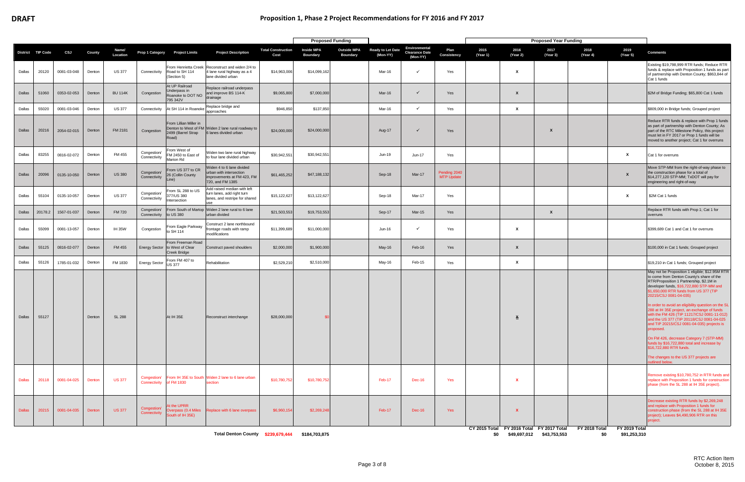**DRAFT**

# Proposition 1, Phase 2 Project Recommendations for FY 2016 and FY 2017

| District | TIP Code | CSJ | County | Name/ Location | Prop 1 Category | Project Limits | Project Description | Total Construction Cost | Proposed Funding: Inside MPA Boundary | Proposed Funding: Outside MPA Boundary | Ready to Let Date (Mon-YY) | Environmental Clearance Date (Mon-YY) | Plan Consistency | Proposed Year Funding: 2015 (Year 1) | 2016 (Year 2) | 2017 (Year 3) | 2018 (Year 4) | 2019 (Year 5) | Comments |
|---|---|---|---|---|---|---|---|---|---|---|---|---|---|---|---|---|---|---|---|
| Dallas | 20120 | 0081-03-048 | Denton | US 377 | Connectivity | From Henrietta Creek Road to SH 114 (Section 5) | Reconstruct and widen 2/4 to 4 lane rural highway as a 4 lane divided urban | $14,963,006 | $14,099,162 | | Mar-16 | ✓ | Yes | | X | | | | Existing $19,798,999 RTR funds; Reduce RTR funds & replace with Proposition 1 funds as part of partnership with Denton County; $863,844 of Cat 1 funds |
| Dallas | 51060 | 0353-02-053 | Denton | BU 114K | Congestion | At UP Railroad Underpass in Roanoke to DOT NO 795 342V | Replace railroad underpass and improve BS 114-K drainage | $9,065,800 | $7,000,000 | | Mar-16 | ✓ | Yes | | X | | | | $2M of Bridge Funding; $65,800 Cat 1 funds |
| Dallas | 55020 | 0081-03-046 | Denton | US 377 | Connectivity | At SH 114 in Roanoke | Replace bridge and approaches | $946,850 | $137,850 | | Mar-16 | ✓ | Yes | | X | | | | $809,000 in Bridge funds; Grouped project |
| Dallas | 20216 | 2054-02-015 | Denton | FM 2181 | Congestion | From Lillian Miller in Denton to West of FM 2499 (Barrel Strap Road) | Widen 2 lane rural roadway to 6 lanes divided urban | $24,000,000 | $24,000,000 | | Aug-17 | ✓ | Yes | | | X | | | Reduce RTR funds & replace with Prop 1 funds as part of partnership with Denton County; As part of the RTC Milestone Policy, this project must let in FY 2017 or Prop 1 funds will be moved to another project; Cat 1 for overruns |
| Dallas | 83255 | 0816-02-072 | Denton | FM 455 | Congestion/ Connectivity | From West of FM 2450 to East of Marion Rd | Widen two lane rural highway to four lane divided urban | $30,942,551 | $30,942,551 | | Jun-19 | Jun-17 | Yes | | | | | X | Cat 1 for overruns |
| Dallas | 20096 | 0135-10-050 | Denton | US 380 | Congestion/ Connectivity | From US 377 to CR 26 (Collin County Line) | Widen 4 to 6 lane divided urban with intersection improvements at FM 423, FM 720, and FM 1385 | $61,465,252 | $47,188,132 | | Sep-18 | Mar-17 | Pending 2040 MTP Update | | | | | X | Move STP-MM from the right-of-way phase to the construction phase for a total of $14,277,120 STP-MM; TxDOT will pay for engineering and right-of-way |
| Dallas | 55104 | 0135-10-057 | Denton | US 377 | Congestion/ Connectivity | From SL 288 to US 377/US 380 Intersection | Add raised median with left turn lanes, add right turn lanes, and restripe for shared use | $15,122,627 | $13,122,627 | | Sep-18 | Mar-17 | Yes | | | | | X | $2M Cat 1 funds |
| Dallas | 20178.2 | 1567-01-037 | Denton | FM 720 | Congestion/ Connectivity | From South of Martop to US 380 | Widen 2 lane rural to 6 lane urban divided | $21,503,553 | $19,753,553 | | Sep-17 | Mar-15 | Yes | | | X | | | Replace RTR funds with Prop 1; Cat 1 for overruns |
| Dallas | 55099 | 0081-13-057 | Denton | IH 35W | Congestion | From Eagle Parkway to SH 114 | Construct 2 lane northbound frontage roads with ramp modifications | $11,399,689 | $11,000,000 | | Jun-16 | ✓ | Yes | | X | | | | $399,689 Cat 1 and Cat 1 for overruns |
| Dallas | 55125 | 0816-02-077 | Denton | FM 455 | Energy Sector | From Freeman Road to West of Clear Creek Bridge | Construct paved shoulders | $2,000,000 | $1,900,000 | | May-16 | Feb-16 | Yes | | X | | | | $100,000 in Cat 1 funds; Grouped project |
| Dallas | 55126 | 1785-01-032 | Denton | FM 1830 | Energy Sector | From FM 407 to US 377 | Rehabilitation | $2,529,210 | $2,510,000 | | May-16 | Feb-15 | Yes | | X | | | | $19,210 in Cat 1 funds; Grouped project |
| Dallas | 55127 | | Denton | SL 288 | | At IH 35E | Reconstruct interchange | $28,000,000 | $0 | | | | | | X | | | | May not be Proposition 1 eligible; $12.95M RTR to come from Denton County's share of the RTR/Proposition 1 Partnership, $2.1M in developer funds, $16,722,880 STP-MM and $1,650,000 RTR funds from US 377 (TIP 20215/CSJ 0081-04-035)<br><br>In order to avoid an eligibility question on the SL 288 at IH 35E project, an exchange of funds with the FM 426 (TIP 11217/CSJ 0081-11-012) and the US 377 (TIP 20118/CSJ 0081-04-025 and TIP 20215/CSJ 0081-04-035) projects is proposed.<br><br>On FM 426, decrease Category 7 (STP-MM) funds by $16,722,880 total and increase by $16,722,880 RTR funds.<br><br>The changes to the US 377 projects are outlined below. |
| Dallas | 20118 | 0081-04-025 | Denton | US 377 | Congestion/ Connectivity | From IH 35E to South of FM 1830 | Widen 2 lane to 6 lane urban section | $10,780,752 | $10,780,752 | | Feb-17 | Dec-16 | Yes | | X | | | | Remove existing $10,780,752 in RTR funds and replace with Proposition 1 funds for construction phase (from the SL 288 at IH 35E project). |
| Dallas | 20215 | 0081-04-035 | Denton | US 377 | Congestion/ Connectivity | At the UPRR Overpass (0.4 Miles South of IH 35E) | Replace with 6 lane overpass | $6,960,154 | $2,269,248 | | Feb-17 | Dec-16 | Yes | | X | | | | Decrease existing RTR funds by $2,269,248 and replace with Proposition 1 funds for construction phase (from the SL 288 at IH 35E project); Leaves $4,690,906 RTR on this project. |
| | | | | | | | **Total Denton County** | **$239,679,444** | **$184,703,875** | | | | | CY 2015 Total $0 | FY 2016 Total $49,697,012 | FY 2017 Total $43,753,553 | FY 2018 Total $0 | FY 2019 Total $91,253,310 | |

RTC Action Item
October 8, 2015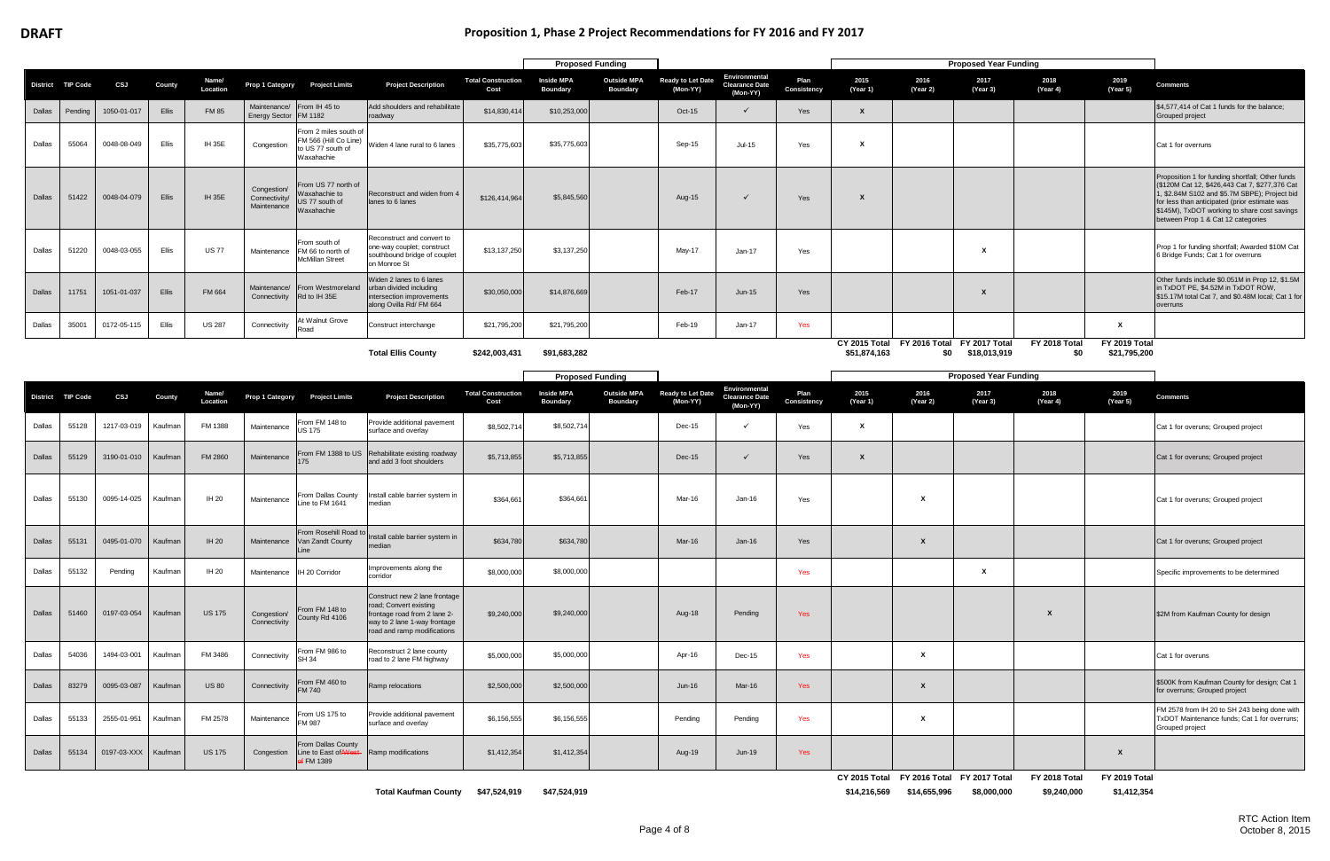# DRAFT

# Proposition 1, Phase 2 Project Recommendations for FY 2016 and FY 2017

| District | TIP Code | CSJ | County | Name/ Location | Prop 1 Category | Project Limits | Project Description | Total Construction Cost | Proposed Funding | | Ready to Let Date (Mon-YY) | Environmental Clearance Date (Mon-YY) | Plan Consistency | Proposed Year Funding | | | | | Comments |
|---|---|---|---|---|---|---|---|---|---|---|---|---|---|---|---|---|---|---|---|
| | | | | | | | | | Inside MPA Boundary | Outside MPA Boundary | | | | 2015 (Year 1) | 2016 (Year 2) | 2017 (Year 3) | 2018 (Year 4) | 2019 (Year 5) | |
| Dallas | Pending | 1050-01-017 | Ellis | FM 85 | Maintenance/ Energy Sector | From IH 45 to FM 1182 | Add shoulders and rehabilitate roadway | $14,830,414 | $10,253,000 | | Oct-15 | ✓ | Yes | X | | | | | $4,577,414 of Cat 1 funds for the balance; Grouped project |
| Dallas | 55064 | 0048-08-049 | Ellis | IH 35E | Congestion | From 2 miles south of FM 566 (Hill Co Line) to US 77 south of Waxahachie | Widen 4 lane rural to 6 lanes | $35,775,603 | $35,775,603 | | Sep-15 | Jul-15 | Yes | X | | | | | Cat 1 for overruns |
| Dallas | 51422 | 0048-04-079 | Ellis | IH 35E | Congestion/ Connectivity/ Maintenance | From US 77 north of Waxahachie to US 77 south of Waxahachie | Reconstruct and widen from 4 lanes to 6 lanes | $126,414,964 | $5,845,560 | | Aug-15 | ✓ | Yes | X | | | | | Proposition 1 for funding shortfall; Other funds ($120M Cat 12, $426,443 Cat 7, $277,376 Cat 1, $2.84M S102 and $5.7M SBPE); Project bid for less than anticipated (prior estimate was $145M), TxDOT working to share cost savings between Prop 1 & Cat 12 categories |
| Dallas | 51220 | 0048-03-055 | Ellis | US 77 | Maintenance | From south of FM 66 to north of McMillan Street | Reconstruct and convert to one-way couplet; construct southbound bridge of couplet on Monroe St | $13,137,250 | $3,137,250 | | May-17 | Jan-17 | Yes | | | X | | | Prop 1 for funding shortfall; Awarded $10M Cat 6 Bridge Funds; Cat 1 for overruns |
| Dallas | 11751 | 1051-01-037 | Ellis | FM 664 | Maintenance/ Connectivity | From Westmoreland Rd to IH 35E | Widen 2 lanes to 6 lanes urban divided including intersection improvements along Ovilla Rd/ FM 664 | $30,050,000 | $14,876,669 | | Feb-17 | Jun-15 | Yes | | | X | | | Other funds include $0.051M in Prop 12, $1.5M in TxDOT PE, $4.52M in TxDOT ROW, $15.17M total Cat 7, and $0.48M local; Cat 1 for overruns |
| Dallas | 35001 | 0172-05-115 | Ellis | US 287 | Connectivity | At Walnut Grove Road | Construct interchange | $21,795,200 | $21,795,200 | | Feb-19 | Jan-17 | Yes | | | | | X | |
| | | | | | | | **Total Ellis County** | **$242,003,431** | **$91,683,282** | | | | | CY 2015 Total $51,874,163 | FY 2016 Total $0 | FY 2017 Total $18,013,919 | FY 2018 Total $0 | FY 2019 Total $21,795,200 | |

| District | TIP Code | CSJ | County | Name/ Location | Prop 1 Category | Project Limits | Project Description | Total Construction Cost | Proposed Funding | | Ready to Let Date (Mon-YY) | Environmental Clearance Date (Mon-YY) | Plan Consistency | Proposed Year Funding | | | | | Comments |
|---|---|---|---|---|---|---|---|---|---|---|---|---|---|---|---|---|---|---|---|
| | | | | | | | | | Inside MPA Boundary | Outside MPA Boundary | | | | 2015 (Year 1) | 2016 (Year 2) | 2017 (Year 3) | 2018 (Year 4) | 2019 (Year 5) | |
| Dallas | 55128 | 1217-03-019 | Kaufman | FM 1388 | Maintenance | From FM 148 to US 175 | Provide additional pavement surface and overlay | $8,502,714 | $8,502,714 | | Dec-15 | ✓ | Yes | X | | | | | Cat 1 for overuns; Grouped project |
| Dallas | 55129 | 3190-01-010 | Kaufman | FM 2860 | Maintenance | From FM 1388 to US 175 | Rehabilitate existing roadway and add 3 foot shoulders | $5,713,855 | $5,713,855 | | Dec-15 | ✓ | Yes | X | | | | | Cat 1 for overuns; Grouped project |
| Dallas | 55130 | 0095-14-025 | Kaufman | IH 20 | Maintenance | From Dallas County Line to FM 1641 | Install cable barrier system in median | $364,661 | $364,661 | | Mar-16 | Jan-16 | Yes | | X | | | | Cat 1 for overuns; Grouped project |
| Dallas | 55131 | 0495-01-070 | Kaufman | IH 20 | Maintenance | From Rosehill Road to Van Zandt County Line | Install cable barrier system in median | $634,780 | $634,780 | | Mar-16 | Jan-16 | Yes | | X | | | | Cat 1 for overuns; Grouped project |
| Dallas | 55132 | Pending | Kaufman | IH 20 | Maintenance | IH 20 Corridor | Improvements along the corridor | $8,000,000 | $8,000,000 | | | | Yes | | | X | | | Specific improvements to be determined |
| Dallas | 51460 | 0197-03-054 | Kaufman | US 175 | Congestion/ Connectivity | From FM 148 to County Rd 4106 | Construct new 2 lane frontage road; Convert existing frontage road from 2 lane 2-way to 2 lane 1-way frontage road and ramp modifications | $9,240,000 | $9,240,000 | | Aug-18 | Pending | Yes | | | | X | | $2M from Kaufman County for design |
| Dallas | 54036 | 1494-03-001 | Kaufman | FM 3486 | Connectivity | From FM 986 to SH 34 | Reconstruct 2 lane county road to 2 lane FM highway | $5,000,000 | $5,000,000 | | Apr-16 | Dec-15 | Yes | | X | | | | Cat 1 for overuns |
| Dallas | 83279 | 0095-03-087 | Kaufman | US 80 | Connectivity | From FM 460 to FM 740 | Ramp relocations | $2,500,000 | $2,500,000 | | Jun-16 | Mar-16 | Yes | | X | | | | $500K from Kaufman County for design; Cat 1 for overruns; Grouped project |
| Dallas | 55133 | 2555-01-951 | Kaufman | FM 2578 | Maintenance | From US 175 to FM 987 | Provide additional pavement surface and overlay | $6,156,555 | $6,156,555 | | Pending | Pending | Yes | | X | | | | FM 2578 from IH 20 to SH 243 being done with TxDOT Maintenance funds; Cat 1 for overruns; Grouped project |
| Dallas | 55134 | 0197-03-XXX | Kaufman | US 175 | Congestion | From Dallas County Line to East of ~~West of~~ FM 1389 | Ramp modifications | $1,412,354 | $1,412,354 | | Aug-19 | Jun-19 | Yes | | | | | X | |
| | | | | | | | **Total Kaufman County** | **$47,524,919** | **$47,524,919** | | | | | CY 2015 Total $14,216,569 | FY 2016 Total $14,655,996 | FY 2017 Total $8,000,000 | FY 2018 Total $9,240,000 | FY 2019 Total $1,412,354 | |

RTC Action Item
October 8, 2015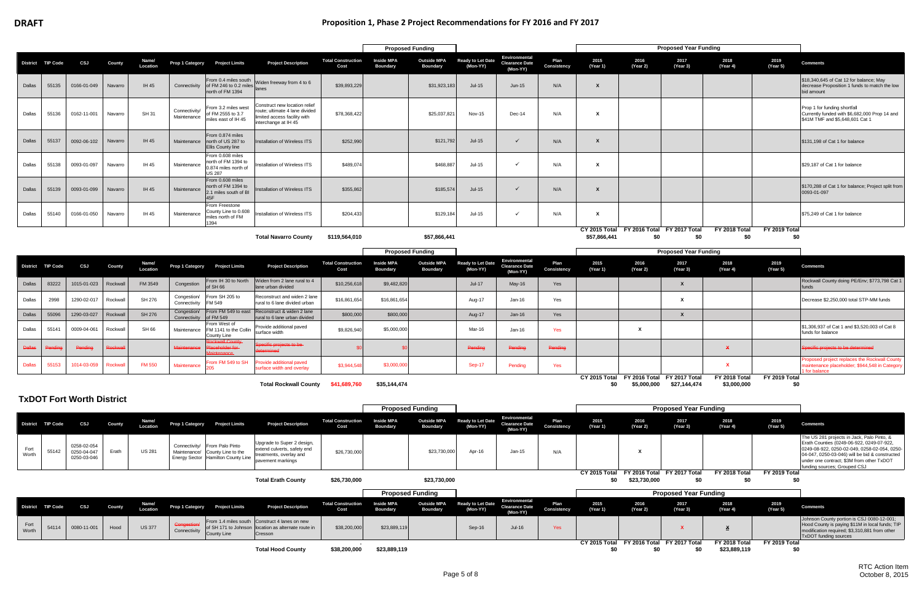**DRAFT**

# Proposition 1, Phase 2 Project Recommendations for FY 2016 and FY 2017

| District | TIP Code | CSJ | County | Name/ Location | Prop 1 Category | Project Limits | Project Description | Total Construction Cost | Proposed Funding: Inside MPA Boundary | Proposed Funding: Outside MPA Boundary | Ready to Let Date (Mon-YY) | Environmental Clearance Date (Mon-YY) | Plan Consistency | 2015 (Year 1) | 2016 (Year 2) | 2017 (Year 3) | 2018 (Year 4) | 2019 (Year 5) | Comments |
|---|---|---|---|---|---|---|---|---|---|---|---|---|---|---|---|---|---|---|---|
| Dallas | 55135 | 0166-01-049 | Navarro | IH 45 | Connectivity | From 0.4 miles south of FM 246 to 0.2 miles north of FM 1394 | Widen freeway from 4 to 6 lanes | $39,893,229 | | $31,923,183 | Jul-15 | Jun-15 | N/A | X | | | | | $18,340,645 of Cat 12 for balance; May decrease Proposition 1 funds to match the low bid amount |
| Dallas | 55136 | 0162-11-001 | Navarro | SH 31 | Connectivity/ Maintenance | From 3.2 miles west of FM 2555 to 3.7 miles east of IH 45 | Construct new location relief route; ultimate 4 lane divided limited access facility with interchange at IH 45 | $78,368,422 | | $25,037,821 | Nov-15 | Dec-14 | N/A | X | | | | | Prop 1 for funding shortfall Currently funded with $6,682,000 Prop 14 and $41M TMF and $5,648,601 Cat 1 |
| Dallas | 55137 | 0092-06-102 | Navarro | IH 45 | Maintenance | From 0.874 miles north of US 287 to Ellis County line | Installation of Wireless ITS | $252,990 | | $121,792 | Jul-15 | ✓ | N/A | X | | | | | $131,198 of Cat 1 for balance |
| Dallas | 55138 | 0093-01-097 | Navarro | IH 45 | Maintenance | From 0.608 miles north of FM 1394 to 0.874 miles north of US 287 | Installation of Wireless ITS | $489,074 | | $468,887 | Jul-15 | ✓ | N/A | X | | | | | $29,187 of Cat 1 for balance |
| Dallas | 55139 | 0093-01-099 | Navarro | IH 45 | Maintenance | From 0.608 miles north of FM 1394 to 2.1 miles south of BI 45F | Installation of Wireless ITS | $355,862 | | $185,574 | Jul-15 | ✓ | N/A | X | | | | | $170,288 of Cat 1 for balance; Project split from 0093-01-097 |
| Dallas | 55140 | 0166-01-050 | Navarro | IH 45 | Maintenance | From Freestone County Line to 0.608 miles north of FM 1394 | Installation of Wireless ITS | $204,433 | | $129,184 | Jul-15 | ✓ | N/A | X | | | | | $75,249 of Cat 1 for balance |
| | | | | | | | **Total Navarro County** | **$119,564,010** | | **$57,866,441** | | | | CY 2015 Total $57,866,441 | FY 2016 Total $0 | FY 2017 Total $0 | FY 2018 Total $0 | FY 2019 Total $0 | |

| District | TIP Code | CSJ | County | Name/ Location | Prop 1 Category | Project Limits | Project Description | Total Construction Cost | Proposed Funding: Inside MPA Boundary | Proposed Funding: Outside MPA Boundary | Ready to Let Date (Mon-YY) | Environmental Clearance Date (Mon-YY) | Plan Consistency | 2015 (Year 1) | 2016 (Year 2) | 2017 (Year 3) | 2018 (Year 4) | 2019 (Year 5) | Comments |
|---|---|---|---|---|---|---|---|---|---|---|---|---|---|---|---|---|---|---|---|
| Dallas | 83222 | 1015-01-023 | Rockwall | FM 3549 | Congestion | From IH 30 to North of SH 66 | Widen from 2 lane rural to 4 lane urban divided | $10,256,618 | $9,482,820 | | Jul-17 | May-16 | Yes | | | X | | | Rockwall County doing PE/Env; $773,798 Cat 1 funds |
| Dallas | 2998 | 1290-02-017 | Rockwall | SH 276 | Congestion/ Connectivity | From SH 205 to FM 549 | Reconstruct and widen 2 lane rural to 6 lane divided urban | $16,861,654 | $16,861,654 | | Aug-17 | Jan-16 | Yes | | | X | | | Decrease $2,250,000 total STP-MM funds |
| Dallas | 55096 | 1290-03-027 | Rockwall | SH 276 | Congestion/ Connectivity | From FM 549 to east of FM 549 | Reconstruct & widen 2 lane rural to 6 lane urban divided | $800,000 | $800,000 | | Aug-17 | Jan-16 | Yes | | | X | | | |
| Dallas | 55141 | 0009-04-061 | Rockwall | SH 66 | Maintenance | From West of FM 1141 to the Collin County Line | Provide additional paved surface width | $9,826,940 | $5,000,000 | | Mar-16 | Jan-16 | Yes | | X | | | | $1,306,937 of Cat 1 and $3,520,003 of Cat 8 funds for balance |
| ~~Dallas~~ | ~~Pending~~ | ~~Pending~~ | ~~Rockwall~~ | | ~~Maintenance~~ | ~~Rockwall County Placeholder for Maintenance~~ | ~~Specific projects to be determined~~ | ~~$0~~ | ~~$0~~ | | ~~Pending~~ | ~~Pending~~ | ~~Pending~~ | | | | ~~X~~ | | ~~Specific projects to be determined~~ |
| Dallas | 55153 | 1014-03-059 | Rockwall | FM 550 | Maintenance | From FM 549 to SH 205 | Provide additional paved surface width and overlay | $3,944,548 | $3,000,000 | | Sep-17 | Pending | Yes | | | | X | | Proposed project replaces the Rockwall County maintenance placeholder; $944,548 in Category 1 for balance |
| | | | | | | | **Total Rockwall County** | **$41,689,760** | **$35,144,474** | | | | | CY 2015 Total $0 | FY 2016 Total $5,000,000 | FY 2017 Total $27,144,474 | FY 2018 Total $3,000,000 | FY 2019 Total $0 | |

## TxDOT Fort Worth District

| District | TIP Code | CSJ | County | Name/ Location | Prop 1 Category | Project Limits | Project Description | Total Construction Cost | Proposed Funding: Inside MPA Boundary | Proposed Funding: Outside MPA Boundary | Ready to Let Date (Mon-YY) | Environmental Clearance Date (Mon-YY) | Plan Consistency | 2015 (Year 1) | 2016 (Year 2) | 2017 (Year 3) | 2018 (Year 4) | 2019 (Year 5) | Comments |
|---|---|---|---|---|---|---|---|---|---|---|---|---|---|---|---|---|---|---|---|
| Fort Worth | 55142 | 0258-02-054 0250-04-047 0250-03-046 | Erath | US 281 | Connectivity/ Maintenance/ Energy Sector | From Palo Pinto County Line to the Hamilton County Line | Upgrade to Super 2 design, extend culverts, safety end treatments, overlay and pavement markings | $26,730,000 | | $23,730,000 | Apr-16 | Jan-15 | N/A | | X | | | | The US 281 projects in Jack, Palo Pinto, & Erath Counties (0249-06-922, 0249-07-922, 0249-08-922, 0250-02-049, 0258-02-054, 0250-04-047, 0250-03-046) will be bid & constructed under one contract; $3M from other TxDOT funding sources; Grouped CSJ |
| | | | | | | | **Total Erath County** | **$26,730,000** | | **$23,730,000** | | | | CY 2015 Total $0 | FY 2016 Total $23,730,000 | FY 2017 Total $0 | FY 2018 Total $0 | FY 2019 Total $0 | |

| District | TIP Code | CSJ | County | Name/ Location | Prop 1 Category | Project Limits | Project Description | Total Construction Cost | Proposed Funding: Inside MPA Boundary | Proposed Funding: Outside MPA Boundary | Ready to Let Date (Mon-YY) | Environmental Clearance Date (Mon-YY) | Plan Consistency | 2015 (Year 1) | 2016 (Year 2) | 2017 (Year 3) | 2018 (Year 4) | 2019 (Year 5) | Comments |
|---|---|---|---|---|---|---|---|---|---|---|---|---|---|---|---|---|---|---|---|
| Fort Worth | 54114 | 0080-11-001 | Hood | US 377 | ~~Congestion/~~ Connectivity | From 1.4 miles south of SH 171 to Johnson County Line | Construct 4 lanes on new location as alternate route in Cresson | $38,200,000 | $23,889,119 | | Sep-16 | Jul-16 | Yes | | | ~~X~~ | X | | Johnson County portion is CSJ 0080-12-001; Hood County is paying $11M in local funds; TIP modification required; $3,310,881 from other TxDOT funding sources |
| | | | | | | | **Total Hood County** | **$38,200,000** | **$23,889,119** | | | | | CY 2015 Total $0 | FY 2016 Total $0 | FY 2017 Total $0 | FY 2018 Total $23,889,119 | FY 2019 Total $0 | |

RTC Action Item
October 8, 2015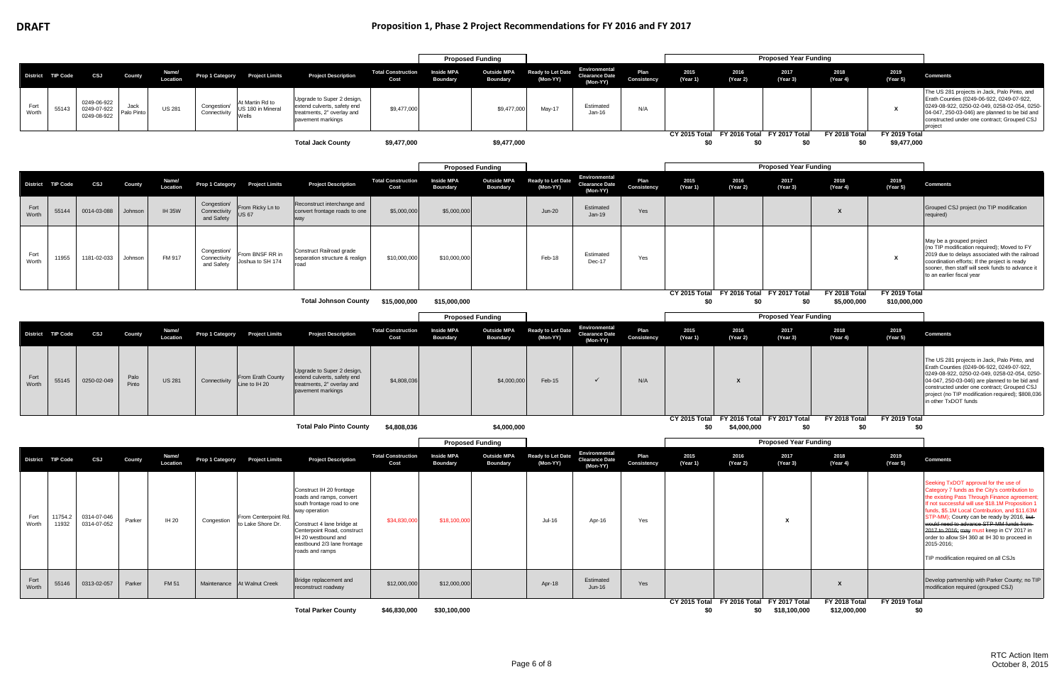**DRAFT**

# Proposition 1, Phase 2 Project Recommendations for FY 2016 and FY 2017

| District | TIP Code | CSJ | County | Name/ Location | Prop 1 Category | Project Limits | Project Description | Total Construction Cost | Inside MPA Boundary | Outside MPA Boundary | Ready to Let Date (Mon-YY) | Environmental Clearance Date (Mon-YY) | Plan Consistency | 2015 (Year 1) | 2016 (Year 2) | 2017 (Year 3) | 2018 (Year 4) | 2019 (Year 5) | Comments |
|---|---|---|---|---|---|---|---|---|---|---|---|---|---|---|---|---|---|---|---|
| | | | | | | | | | Proposed Funding | | | | | Proposed Year Funding | | | | | |
| Fort Worth | 55143 | 0249-06-922 0249-07-922 0249-08-922 | Jack Palo Pinto | US 281 | Congestion/ Connectivity | At Martin Rd to US 180 in Mineral Wells | Upgrade to Super 2 design, extend culverts, safety end treatments, 2" overlay and pavement markings | $9,477,000 | | $9,477,000 | May-17 | Estimated Jan-16 | N/A | | | | | X | The US 281 projects in Jack, Palo Pinto, and Erath Counties (0249-06-922, 0249-07-922, 0249-08-922, 0250-02-049, 0258-02-054, 0250-04-047, 250-03-046) are planned to be bid and constructed under one contract; Grouped CSJ project |
| | | | | | | | **Total Jack County** | **$9,477,000** | | **$9,477,000** | | | | **CY 2015 Total $0** | **FY 2016 Total $0** | **FY 2017 Total $0** | **FY 2018 Total $0** | **FY 2019 Total $9,477,000** | |

| District | TIP Code | CSJ | County | Name/ Location | Prop 1 Category | Project Limits | Project Description | Total Construction Cost | Inside MPA Boundary | Outside MPA Boundary | Ready to Let Date (Mon-YY) | Environmental Clearance Date (Mon-YY) | Plan Consistency | 2015 (Year 1) | 2016 (Year 2) | 2017 (Year 3) | 2018 (Year 4) | 2019 (Year 5) | Comments |
|---|---|---|---|---|---|---|---|---|---|---|---|---|---|---|---|---|---|---|---|
| | | | | | | | | | Proposed Funding | | | | | Proposed Year Funding | | | | | |
| Fort Worth | 55144 | 0014-03-088 | Johnson | IH 35W | Congestion/ Connectivity and Safety | From Ricky Ln to US 67 | Reconstruct interchange and convert frontage roads to one way | $5,000,000 | $5,000,000 | | Jun-20 | Estimated Jan-19 | Yes | | | | X | | Grouped CSJ project (no TIP modification required) |
| Fort Worth | 11955 | 1181-02-033 | Johnson | FM 917 | Congestion/ Connectivity and Safety | From BNSF RR in Joshua to SH 174 | Construct Railroad grade separation structure & realign road | $10,000,000 | $10,000,000 | | Feb-18 | Estimated Dec-17 | Yes | | | | | X | May be a grouped project (no TIP modification required); Moved to FY 2019 due to delays associated with the railroad coordination efforts; If the project is ready sooner, then staff will seek funds to advance it to an earlier fiscal year |
| | | | | | | | **Total Johnson County** | **$15,000,000** | **$15,000,000** | | | | | **CY 2015 Total $0** | **FY 2016 Total $0** | **FY 2017 Total $0** | **FY 2018 Total $5,000,000** | **FY 2019 Total $10,000,000** | |

| District | TIP Code | CSJ | County | Name/ Location | Prop 1 Category | Project Limits | Project Description | Total Construction Cost | Inside MPA Boundary | Outside MPA Boundary | Ready to Let Date (Mon-YY) | Environmental Clearance Date (Mon-YY) | Plan Consistency | 2015 (Year 1) | 2016 (Year 2) | 2017 (Year 3) | 2018 (Year 4) | 2019 (Year 5) | Comments |
|---|---|---|---|---|---|---|---|---|---|---|---|---|---|---|---|---|---|---|---|
| | | | | | | | | | Proposed Funding | | | | | Proposed Year Funding | | | | | |
| Fort Worth | 55145 | 0250-02-049 | Palo Pinto | US 281 | Connectivity | From Erath County Line to IH 20 | Upgrade to Super 2 design, extend culverts, safety end treatments, 2" overlay and pavement markings | $4,808,036 | | $4,000,000 | Feb-15 | ✓ | N/A | | X | | | | The US 281 projects in Jack, Palo Pinto, and Erath Counties (0249-06-922, 0249-07-922, 0249-08-922, 0250-02-049, 0258-02-054, 0250-04-047, 250-03-046) are planned to be bid and constructed under one contract; Grouped CSJ project (no TIP modification required); $808,036 in other TxDOT funds |
| | | | | | | | **Total Palo Pinto County** | **$4,808,036** | | **$4,000,000** | | | | **CY 2015 Total $0** | **FY 2016 Total $4,000,000** | **FY 2017 Total $0** | **FY 2018 Total $0** | **FY 2019 Total $0** | |

| District | TIP Code | CSJ | County | Name/ Location | Prop 1 Category | Project Limits | Project Description | Total Construction Cost | Inside MPA Boundary | Outside MPA Boundary | Ready to Let Date (Mon-YY) | Environmental Clearance Date (Mon-YY) | Plan Consistency | 2015 (Year 1) | 2016 (Year 2) | 2017 (Year 3) | 2018 (Year 4) | 2019 (Year 5) | Comments |
|---|---|---|---|---|---|---|---|---|---|---|---|---|---|---|---|---|---|---|---|
| | | | | | | | | | Proposed Funding | | | | | Proposed Year Funding | | | | | |
| Fort Worth | 11754.2 11932 | 0314-07-046 0314-07-052 | Parker | IH 20 | Congestion | From Centerpoint Rd. to Lake Shore Dr. | Construct IH 20 frontage roads and ramps, convert south frontage road to one way operation; Construct 4 lane bridge at Centerpoint Road, construct IH 20 westbound and eastbound 2/3 lane frontage roads and ramps | $34,830,000 | $18,100,000 | | Jul-16 | Apr-16 | Yes | | | X | | | Seeking TxDOT approval for the use of Category 7 funds as the City's contribution to the existing Pass Through Finance agreement; If not successful will use $18.1M Proposition 1 funds, $5.1M Local Contribution, and $11.63M STP-MM); County can be ready by 2016, ~~but would need to advance STP-MM funds from 2017 to 2016; may~~ must keep in CY 2017 in order to allow SH 360 at IH 30 to proceed in 2015-2016; TIP modification required on all CSJs |
| Fort Worth | 55146 | 0313-02-057 | Parker | FM 51 | Maintenance | At Walnut Creek | Bridge replacement and reconstruct roadway | $12,000,000 | $12,000,000 | | Apr-18 | Estimated Jun-16 | Yes | | | | X | | Develop partnership with Parker County; no TIP modification required (grouped CSJ) |
| | | | | | | | **Total Parker County** | **$46,830,000** | **$30,100,000** | | | | | **CY 2015 Total $0** | **FY 2016 Total $0** | **FY 2017 Total $18,100,000** | **FY 2018 Total $12,000,000** | **FY 2019 Total $0** | |

RTC Action Item
October 8, 2015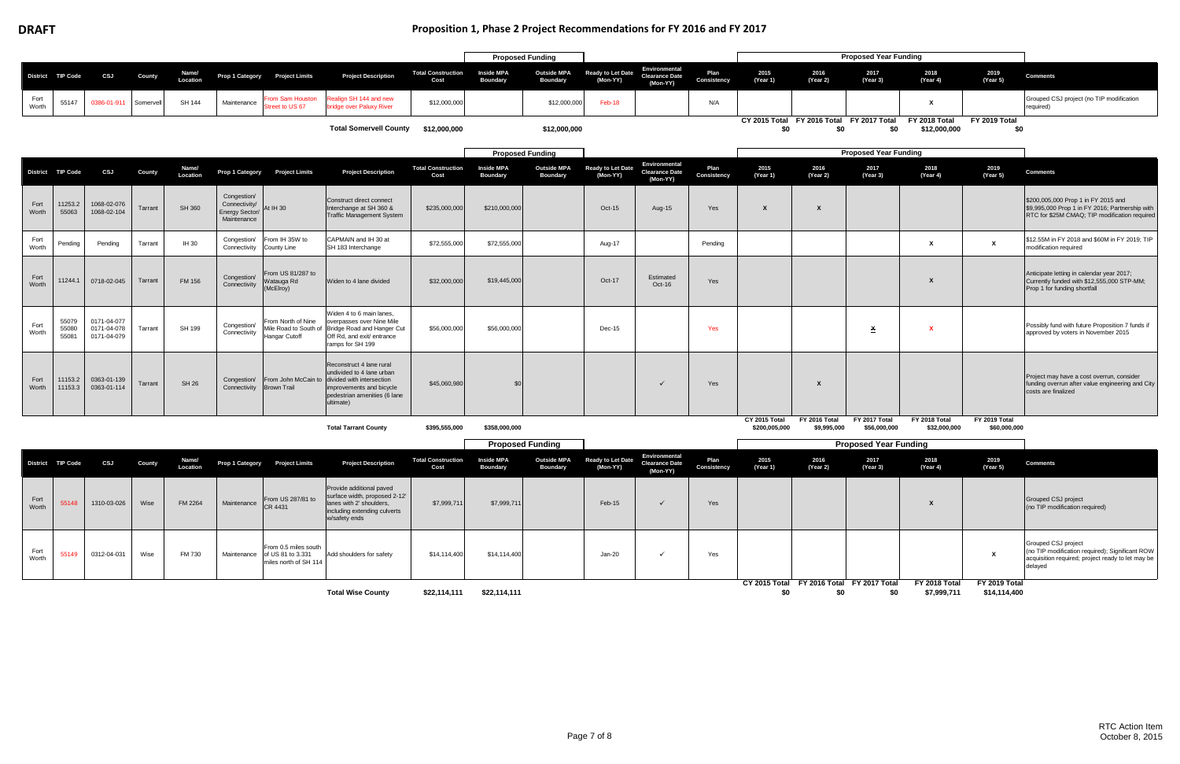**DRAFT**

# Proposition 1, Phase 2 Project Recommendations for FY 2016 and FY 2017

| District | TIP Code | CSJ | County | Name/ Location | Prop 1 Category | Project Limits | Project Description | Total Construction Cost | Proposed Funding: Inside MPA Boundary | Proposed Funding: Outside MPA Boundary | Ready to Let Date (Mon-YY) | Environmental Clearance Date (Mon-YY) | Plan Consistency | Proposed Year Funding: 2015 (Year 1) | 2016 (Year 2) | 2017 (Year 3) | 2018 (Year 4) | 2019 (Year 5) | Comments |
|---|---|---|---|---|---|---|---|---|---|---|---|---|---|---|---|---|---|---|---|
| Fort Worth | 55147 | 0386-01-911 | Somervell | SH 144 | Maintenance | From Sam Houston Street to US 67 | Realign SH 144 and new bridge over Paluxy River | $12,000,000 | | $12,000,000 | Feb-18 | | N/A | | | | X | | Grouped CSJ project (no TIP modification required) |
| | | | | | | | **Total Somervell County** | **$12,000,000** | | **$12,000,000** | | | | CY 2015 Total $0 | FY 2016 Total $0 | FY 2017 Total $0 | FY 2018 Total $12,000,000 | FY 2019 Total $0 | |

| District | TIP Code | CSJ | County | Name/ Location | Prop 1 Category | Project Limits | Project Description | Total Construction Cost | Proposed Funding: Inside MPA Boundary | Proposed Funding: Outside MPA Boundary | Ready to Let Date (Mon-YY) | Environmental Clearance Date (Mon-YY) | Plan Consistency | Proposed Year Funding: 2015 (Year 1) | 2016 (Year 2) | 2017 (Year 3) | 2018 (Year 4) | 2019 (Year 5) | Comments |
|---|---|---|---|---|---|---|---|---|---|---|---|---|---|---|---|---|---|---|---|
| Fort Worth | 11253.2 55063 | 1068-02-076 1068-02-104 | Tarrant | SH 360 | Congestion/ Connectivity/ Energy Sector/ Maintenance | At IH 30 | Construct direct connect Interchange at SH 360 & Traffic Management System | $235,000,000 | $210,000,000 | | Oct-15 | Aug-15 | Yes | X | X | | | | $200,005,000 Prop 1 in FY 2015 and $9,995,000 Prop 1 in FY 2016; Partnership with RTC for $25M CMAQ; TIP modification required |
| Fort Worth | Pending | Pending | Tarrant | IH 30 | Congestion/ Connectivity | From IH 35W to County Line | CAPMAIN and IH 30 at SH 183 Interchange | $72,555,000 | $72,555,000 | | Aug-17 | | Pending | | | | X | X | $12.55M in FY 2018 and $60M in FY 2019; TIP modification required |
| Fort Worth | 11244.1 | 0718-02-045 | Tarrant | FM 156 | Congestion/ Connectivity | From US 81/287 to Watauga Rd (McElroy) | Widen to 4 lane divided | $32,000,000 | $19,445,000 | | Oct-17 | Estimated Oct-16 | Yes | | | | X | | Anticipate letting in calendar year 2017; Currently funded with $12,555,000 STP-MM; Prop 1 for funding shortfall |
| Fort Worth | 55079 55080 55081 | 0171-04-077 0171-04-078 0171-04-079 | Tarrant | SH 199 | Congestion/ Connectivity | From North of Nine Mile Road to South of Hangar Cutoff | Widen 4 to 6 main lanes, overpasses over Nine Mile Bridge Road and Hanger Cut Off Rd, and exit/ entrance ramps for SH 199 | $56,000,000 | $56,000,000 | | Dec-15 | | Yes | | | X | X | | Possibly fund with future Proposition 7 funds if approved by voters in November 2015 |
| Fort Worth | 11153.2 11153.3 | 0363-01-139 0363-01-114 | Tarrant | SH 26 | Congestion/ Connectivity | From John McCain to Brown Trail | Reconstruct 4 lane rural undivided to 4 lane urban divided with intersection improvements and bicycle pedestrian amenities (6 lane ultimate) | $45,060,980 | $0 | | | ✓ | Yes | | X | | | | Project may have a cost overrun, consider funding overrun after value engineering and City costs are finalized |
| | | | | | | | **Total Tarrant County** | **$395,555,000** | **$358,000,000** | | | | | CY 2015 Total $200,005,000 | FY 2016 Total $9,995,000 | FY 2017 Total $56,000,000 | FY 2018 Total $32,000,000 | FY 2019 Total $60,000,000 | |

| District | TIP Code | CSJ | County | Name/ Location | Prop 1 Category | Project Limits | Project Description | Total Construction Cost | Proposed Funding: Inside MPA Boundary | Proposed Funding: Outside MPA Boundary | Ready to Let Date (Mon-YY) | Environmental Clearance Date (Mon-YY) | Plan Consistency | Proposed Year Funding: 2015 (Year 1) | 2016 (Year 2) | 2017 (Year 3) | 2018 (Year 4) | 2019 (Year 5) | Comments |
|---|---|---|---|---|---|---|---|---|---|---|---|---|---|---|---|---|---|---|---|
| Fort Worth | 55148 | 1310-03-026 | Wise | FM 2264 | Maintenance | From US 287/81 to CR 4431 | Provide additional paved surface width, proposed 2-12' lanes with 2' shoulders, including extending culverts w/safety ends | $7,999,711 | $7,999,711 | | Feb-15 | ✓ | Yes | | | | X | | Grouped CSJ project (no TIP modification required) |
| Fort Worth | 55149 | 0312-04-031 | Wise | FM 730 | Maintenance | From 0.5 miles south of US 81 to 3.331 miles north of SH 114 | Add shoulders for safety | $14,114,400 | $14,114,400 | | Jan-20 | ✓ | Yes | | | | | X | Grouped CSJ project (no TIP modification required); Significant ROW acquisition required; project ready to let may be delayed |
| | | | | | | | **Total Wise County** | **$22,114,111** | **$22,114,111** | | | | | CY 2015 Total $0 | FY 2016 Total $0 | FY 2017 Total $0 | FY 2018 Total $7,999,711 | FY 2019 Total $14,114,400 | |

RTC Action Item
October 8, 2015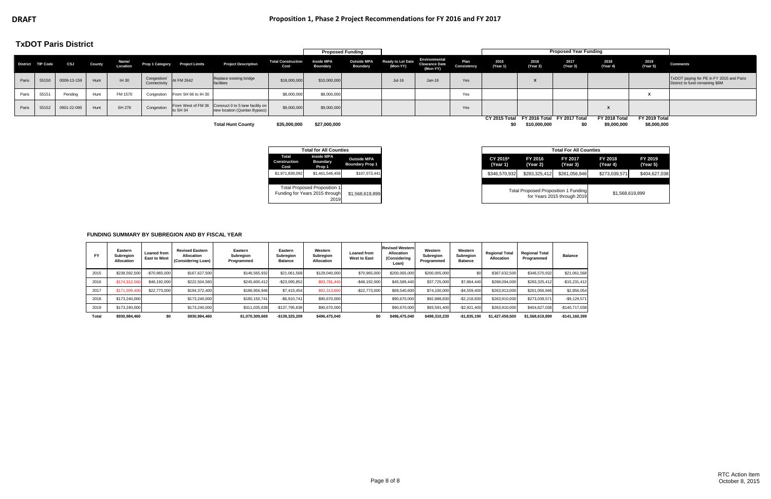DRAFT

# Proposition 1, Phase 2 Project Recommendations for FY 2016 and FY 2017

## TxDOT Paris District

| District | TIP Code | CSJ | County | Name/ Location | Prop 1 Category | Project Limits | Project Description | Total Construction Cost | Proposed Funding: Inside MPA Boundary | Proposed Funding: Outside MPA Boundary | Ready to Let Date (Mon-YY) | Environmental Clearance Date (Mon-YY) | Plan Consistency | Proposed Year Funding: 2015 (Year 1) | 2016 (Year 2) | 2017 (Year 3) | 2018 (Year 4) | 2019 (Year 5) | Comments |
|---|---|---|---|---|---|---|---|---|---|---|---|---|---|---|---|---|---|---|---|
| Paris | 55150 | 0009-13-159 | Hunt | IH 30 | Congestion/ Connectivity | At FM 2642 | Replace existing bridge facilities | $18,000,000 | $10,000,000 | | Jul-16 | Jan-16 | Yes | | X | | | | TxDOT paying for PE in FY 2015 and Paris District to fund remaining $8M |
| Paris | 55151 | Pending | Hunt | FM 1570 | Congestion | From SH 66 to IH 30 | | $8,000,000 | $8,000,000 | | | | Yes | | | | | X | |
| Paris | 55152 | 0901-22-095 | Hunt | SH 276 | Congestion | From West of FM 36 to SH 34 | Consruct 0 to 5 lane facility on new location (Quinlan Bypass) | $9,000,000 | $9,000,000 | | | | Yes | | | | X | | |
| | | | | | | | **Total Hunt County** | **$35,000,000** | **$27,000,000** | | | | | CY 2015 Total $0 | FY 2016 Total $10,000,000 | FY 2017 Total $0 | FY 2018 Total $9,000,000 | FY 2019 Total $8,000,000 | |

| Total for All Counties: Total Construction Cost | Inside MPA Boundary Prop 1 | Outside MPA Boundary Prop 1 |
|---|---|---|
| $1,971,839,092 | $1,461,546,458 | $107,073,441 |
| Total Proposed Proposition 1 Funding for Years 2015 through 2019 | | $1,568,619,899 |

| Total For All Counties: CY 2015* (Year 1) | FY 2016 (Year 2) | FY 2017 (Year 3) | FY 2018 (Year 4) | FY 2019 (Year 5) |
|---|---|---|---|---|
| $346,570,932 | $283,325,412 | $261,056,946 | $273,039,571 | $404,627,038 |
| Total Proposed Proposition 1 Funding for Years 2015 through 2019 | | | $1,568,619,899 | |

### FUNDING SUMMARY BY SUBREGION AND BY FISCAL YEAR

| FY | Eastern Subregion Allocation | Loaned from East to West | Revised Eastern Allocation (Considering Loan) | Eastern Subregion Programmed | Eastern Subregion Balance | Western Subregion Allocation | Loaned from West to East | Revised Western Allocation (Considering Loan) | Western Subregion Programmed | Western Subregion Balance | Regional Total Allocation | Regional Total Programmed | Balance |
|---|---|---|---|---|---|---|---|---|---|---|---|---|---|
| 2015 | $238,592,500 | -$70,965,000 | $167,627,500 | $146,565,932 | $21,061,568 | $129,040,000 | $70,965,000 | $200,005,000 | $200,005,000 | $0 | $367,632,500 | $346,570,932 | $21,061,568 |
| 2016 | $174,312,560 | $48,192,000 | $222,504,560 | $245,600,412 | -$23,095,852 | $93,781,440 | -$48,192,000 | $45,589,440 | $37,725,000 | $7,864,440 | $268,094,000 | $283,325,412 | -$15,231,412 |
| 2017 | $171,599,400 | $22,773,000 | $194,372,400 | $186,956,946 | $7,415,454 | $92,313,600 | -$22,773,000 | $69,540,600 | $74,100,000 | -$4,559,400 | $263,913,000 | $261,056,946 | $2,856,054 |
| 2018 | $173,240,000 | | $173,240,000 | $180,150,741 | -$6,910,741 | $90,670,000 | | $90,670,000 | $92,888,830 | -$2,218,830 | $263,910,000 | $273,039,571 | -$9,129,571 |
| 2019 | $173,240,000 | | $173,240,000 | $311,035,638 | -$137,795,638 | $90,670,000 | | $90,670,000 | $93,591,400 | -$2,921,400 | $263,910,000 | $404,627,038 | -$140,717,038 |
| **Total** | **$930,984,460** | **$0** | **$930,984,460** | **$1,070,309,669** | **-$139,325,209** | **$496,475,040** | **$0** | **$496,475,040** | **$498,310,230** | **-$1,835,190** | **$1,427,459,500** | **$1,568,619,899** | **-$141,160,399** |

RTC Action Item
October 8, 2015